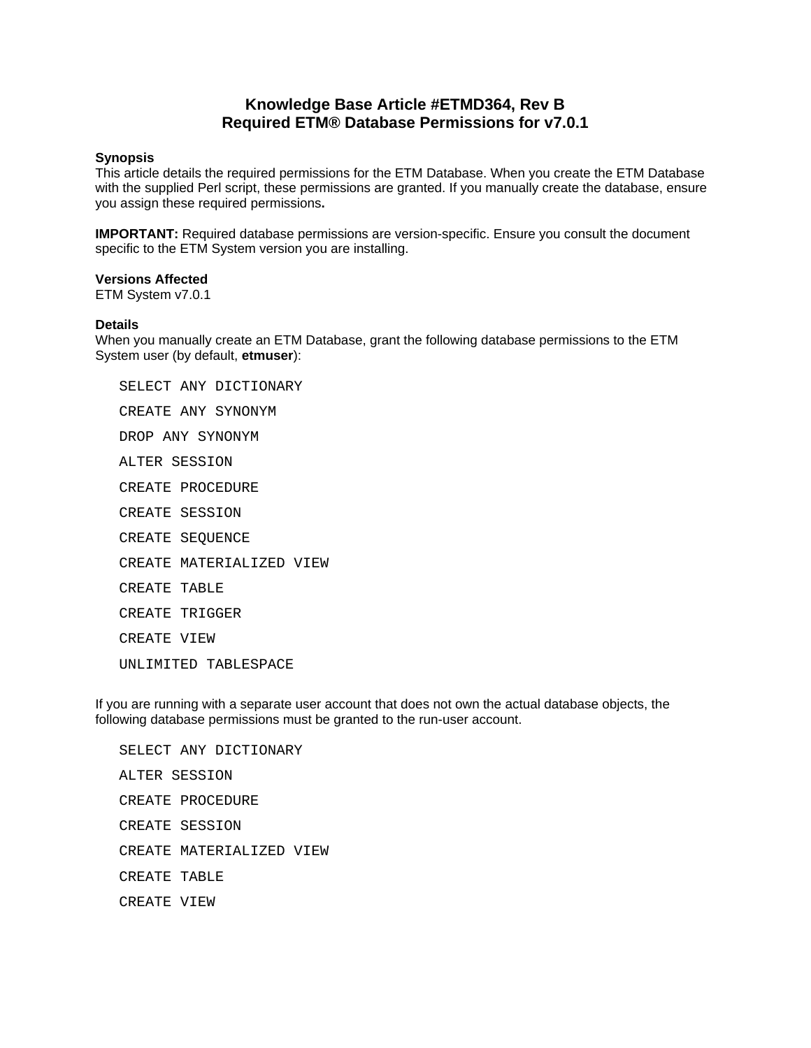# Knowledge Base Article #ETMD364, Rev B
# Required ETM® Database Permissions for v7.0.1

**Synopsis**
This article details the required permissions for the ETM Database. When you create the ETM Database with the supplied Perl script, these permissions are granted. If you manually create the database, ensure you assign these required permissions**.**

**IMPORTANT:** Required database permissions are version-specific. Ensure you consult the document specific to the ETM System version you are installing.

**Versions Affected**
ETM System v7.0.1

**Details**
When you manually create an ETM Database, grant the following database permissions to the ETM System user (by default, **etmuser**):

```
SELECT ANY DICTIONARY
CREATE ANY SYNONYM
DROP ANY SYNONYM
ALTER SESSION
CREATE PROCEDURE
CREATE SESSION
CREATE SEQUENCE
CREATE MATERIALIZED VIEW
CREATE TABLE
CREATE TRIGGER
CREATE VIEW
UNLIMITED TABLESPACE
```

If you are running with a separate user account that does not own the actual database objects, the following database permissions must be granted to the run-user account.

```
SELECT ANY DICTIONARY
ALTER SESSION
CREATE PROCEDURE
CREATE SESSION
CREATE MATERIALIZED VIEW
CREATE TABLE
CREATE VIEW
```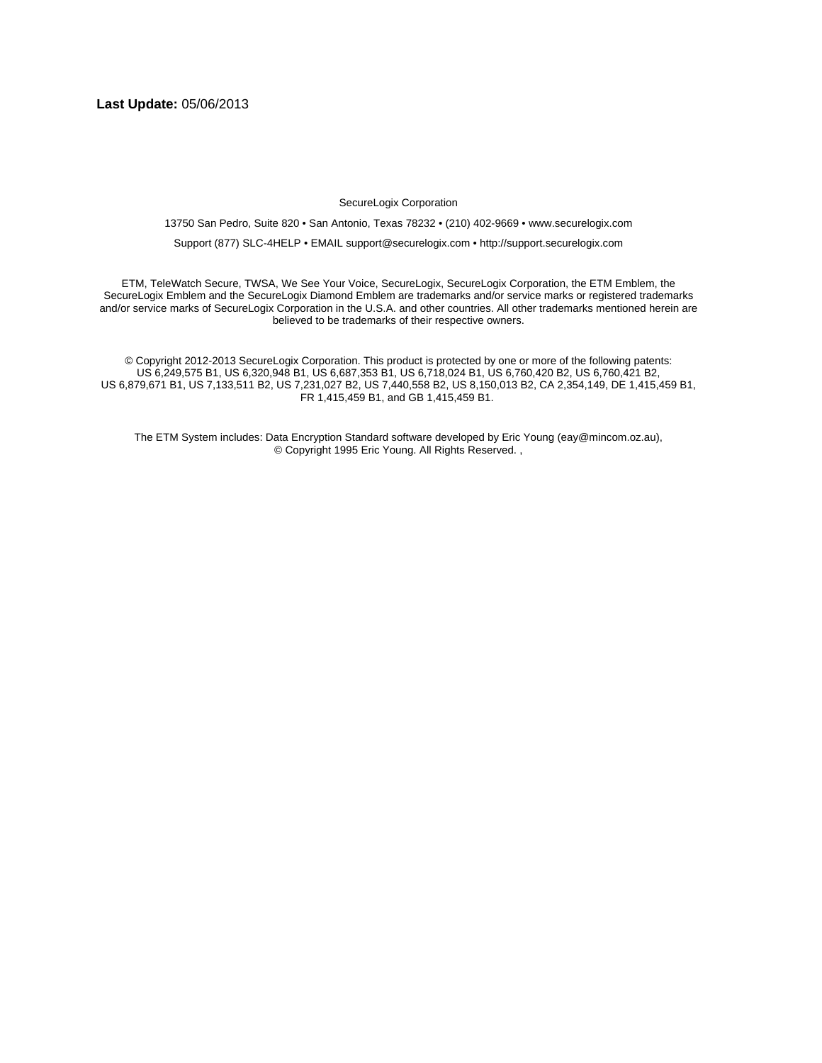**Last Update:** 05/06/2013

SecureLogix Corporation

13750 San Pedro, Suite 820 • San Antonio, Texas 78232 • (210) 402-9669 • www.securelogix.com

Support (877) SLC-4HELP • EMAIL support@securelogix.com • http://support.securelogix.com

ETM, TeleWatch Secure, TWSA, We See Your Voice, SecureLogix, SecureLogix Corporation, the ETM Emblem, the SecureLogix Emblem and the SecureLogix Diamond Emblem are trademarks and/or service marks or registered trademarks and/or service marks of SecureLogix Corporation in the U.S.A. and other countries. All other trademarks mentioned herein are believed to be trademarks of their respective owners.

© Copyright 2012-2013 SecureLogix Corporation. This product is protected by one or more of the following patents: US 6,249,575 B1, US 6,320,948 B1, US 6,687,353 B1, US 6,718,024 B1, US 6,760,420 B2, US 6,760,421 B2, US 6,879,671 B1, US 7,133,511 B2, US 7,231,027 B2, US 7,440,558 B2, US 8,150,013 B2, CA 2,354,149, DE 1,415,459 B1, FR 1,415,459 B1, and GB 1,415,459 B1.

The ETM System includes: Data Encryption Standard software developed by Eric Young (eay@mincom.oz.au), © Copyright 1995 Eric Young. All Rights Reserved. ,